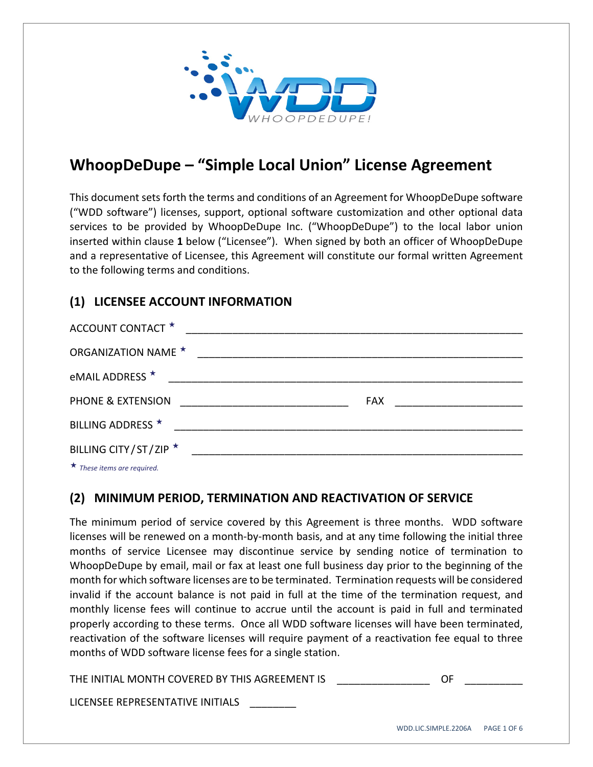# WhoopDeDupe – "Simple Local Union" License Agreement

This document sets forth the terms and conditions of an Agreement for WhoopDeDupe software ("WDD software") licenses, support, optional software customization and other optional data services to be provided by WhoopDeDupe Inc. ("WhoopDeDupe") to the local labor union inserted within clause **1** below ("Licensee"). When signed by both an officer of WhoopDeDupe and a representative of Licensee, this Agreement will constitute our formal written Agreement to the following terms and conditions.

## (1) LICENSEE ACCOUNT INFORMATION

ACCOUNT CONTACT ★ ____________________________________________________________

ORGANIZATION NAME ★ __________________________________________________________

eMAIL ADDRESS ★ ______________________________________________________________

PHONE & EXTENSION ______________________________ FAX ______________________

BILLING ADDRESS ★ ____________________________________________________________

BILLING CITY/ST/ZIP ★ _________________________________________________________

★ *These items are required.*

## (2) MINIMUM PERIOD, TERMINATION AND REACTIVATION OF SERVICE

The minimum period of service covered by this Agreement is three months. WDD software licenses will be renewed on a month-by-month basis, and at any time following the initial three months of service Licensee may discontinue service by sending notice of termination to WhoopDeDupe by email, mail or fax at least one full business day prior to the beginning of the month for which software licenses are to be terminated. Termination requests will be considered invalid if the account balance is not paid in full at the time of the termination request, and monthly license fees will continue to accrue until the account is paid in full and terminated properly according to these terms. Once all WDD software licenses will have been terminated, reactivation of the software licenses will require payment of a reactivation fee equal to three months of WDD software license fees for a single station.

THE INITIAL MONTH COVERED BY THIS AGREEMENT IS ________________ OF __________

LICENSEE REPRESENTATIVE INITIALS ________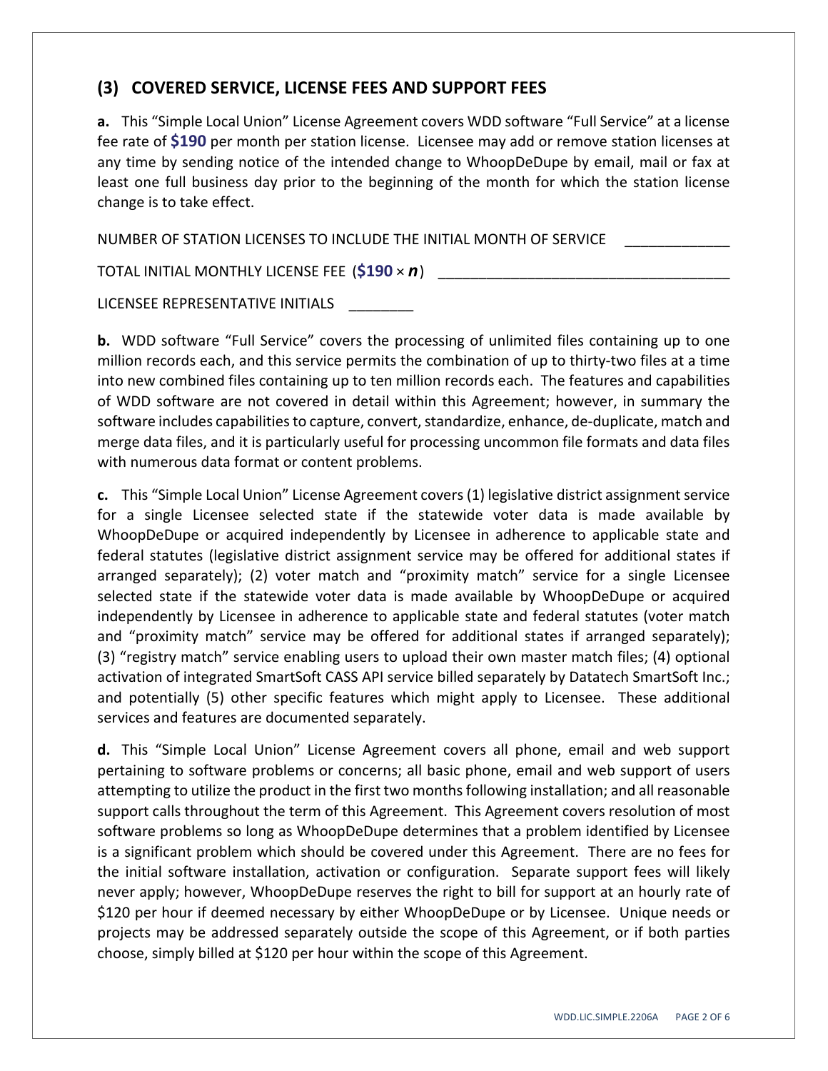## (3) COVERED SERVICE, LICENSE FEES AND SUPPORT FEES

**a.** This "Simple Local Union" License Agreement covers WDD software "Full Service" at a license fee rate of **$190** per month per station license. Licensee may add or remove station licenses at any time by sending notice of the intended change to WhoopDeDupe by email, mail or fax at least one full business day prior to the beginning of the month for which the station license change is to take effect.

NUMBER OF STATION LICENSES TO INCLUDE THE INITIAL MONTH OF SERVICE _____________

TOTAL INITIAL MONTHLY LICENSE FEE (**$190** × ***n***) ____________________________________

LICENSEE REPRESENTATIVE INITIALS ________

**b.** WDD software "Full Service" covers the processing of unlimited files containing up to one million records each, and this service permits the combination of up to thirty-two files at a time into new combined files containing up to ten million records each. The features and capabilities of WDD software are not covered in detail within this Agreement; however, in summary the software includes capabilities to capture, convert, standardize, enhance, de-duplicate, match and merge data files, and it is particularly useful for processing uncommon file formats and data files with numerous data format or content problems.

**c.** This "Simple Local Union" License Agreement covers (1) legislative district assignment service for a single Licensee selected state if the statewide voter data is made available by WhoopDeDupe or acquired independently by Licensee in adherence to applicable state and federal statutes (legislative district assignment service may be offered for additional states if arranged separately); (2) voter match and "proximity match" service for a single Licensee selected state if the statewide voter data is made available by WhoopDeDupe or acquired independently by Licensee in adherence to applicable state and federal statutes (voter match and "proximity match" service may be offered for additional states if arranged separately); (3) "registry match" service enabling users to upload their own master match files; (4) optional activation of integrated SmartSoft CASS API service billed separately by Datatech SmartSoft Inc.; and potentially (5) other specific features which might apply to Licensee. These additional services and features are documented separately.

**d.** This "Simple Local Union" License Agreement covers all phone, email and web support pertaining to software problems or concerns; all basic phone, email and web support of users attempting to utilize the product in the first two months following installation; and all reasonable support calls throughout the term of this Agreement. This Agreement covers resolution of most software problems so long as WhoopDeDupe determines that a problem identified by Licensee is a significant problem which should be covered under this Agreement. There are no fees for the initial software installation, activation or configuration. Separate support fees will likely never apply; however, WhoopDeDupe reserves the right to bill for support at an hourly rate of $120 per hour if deemed necessary by either WhoopDeDupe or by Licensee. Unique needs or projects may be addressed separately outside the scope of this Agreement, or if both parties choose, simply billed at $120 per hour within the scope of this Agreement.

WDD.LIC.SIMPLE.2206A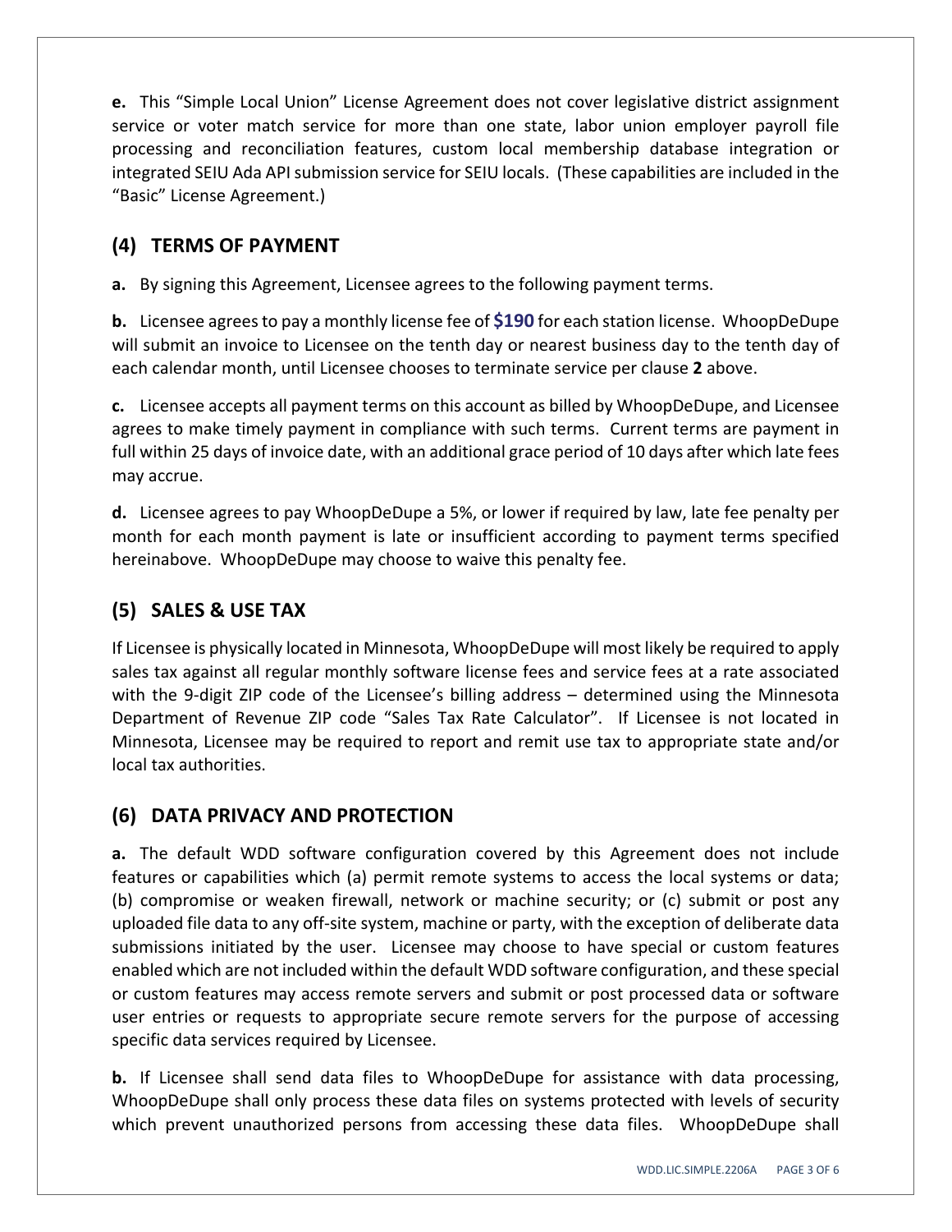**e.** This "Simple Local Union" License Agreement does not cover legislative district assignment service or voter match service for more than one state, labor union employer payroll file processing and reconciliation features, custom local membership database integration or integrated SEIU Ada API submission service for SEIU locals. (These capabilities are included in the "Basic" License Agreement.)

## (4) TERMS OF PAYMENT

**a.** By signing this Agreement, Licensee agrees to the following payment terms.

**b.** Licensee agrees to pay a monthly license fee of **$190** for each station license. WhoopDeDupe will submit an invoice to Licensee on the tenth day or nearest business day to the tenth day of each calendar month, until Licensee chooses to terminate service per clause **2** above.

**c.** Licensee accepts all payment terms on this account as billed by WhoopDeDupe, and Licensee agrees to make timely payment in compliance with such terms. Current terms are payment in full within 25 days of invoice date, with an additional grace period of 10 days after which late fees may accrue.

**d.** Licensee agrees to pay WhoopDeDupe a 5%, or lower if required by law, late fee penalty per month for each month payment is late or insufficient according to payment terms specified hereinabove. WhoopDeDupe may choose to waive this penalty fee.

## (5) SALES & USE TAX

If Licensee is physically located in Minnesota, WhoopDeDupe will most likely be required to apply sales tax against all regular monthly software license fees and service fees at a rate associated with the 9-digit ZIP code of the Licensee's billing address – determined using the Minnesota Department of Revenue ZIP code "Sales Tax Rate Calculator". If Licensee is not located in Minnesota, Licensee may be required to report and remit use tax to appropriate state and/or local tax authorities.

## (6) DATA PRIVACY AND PROTECTION

**a.** The default WDD software configuration covered by this Agreement does not include features or capabilities which (a) permit remote systems to access the local systems or data; (b) compromise or weaken firewall, network or machine security; or (c) submit or post any uploaded file data to any off-site system, machine or party, with the exception of deliberate data submissions initiated by the user. Licensee may choose to have special or custom features enabled which are not included within the default WDD software configuration, and these special or custom features may access remote servers and submit or post processed data or software user entries or requests to appropriate secure remote servers for the purpose of accessing specific data services required by Licensee.

**b.** If Licensee shall send data files to WhoopDeDupe for assistance with data processing, WhoopDeDupe shall only process these data files on systems protected with levels of security which prevent unauthorized persons from accessing these data files. WhoopDeDupe shall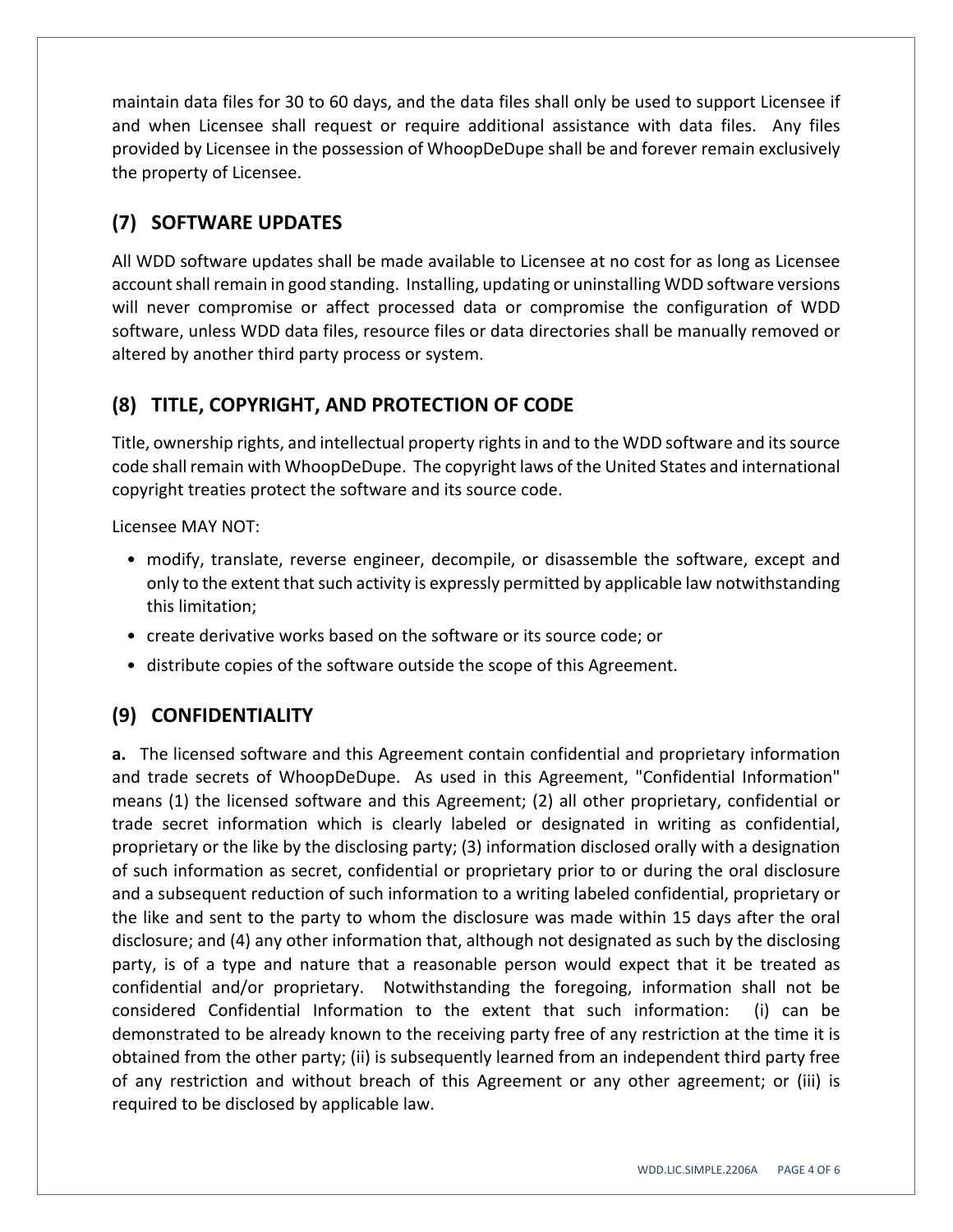maintain data files for 30 to 60 days, and the data files shall only be used to support Licensee if and when Licensee shall request or require additional assistance with data files. Any files provided by Licensee in the possession of WhoopDeDupe shall be and forever remain exclusively the property of Licensee.

## (7) SOFTWARE UPDATES

All WDD software updates shall be made available to Licensee at no cost for as long as Licensee account shall remain in good standing. Installing, updating or uninstalling WDD software versions will never compromise or affect processed data or compromise the configuration of WDD software, unless WDD data files, resource files or data directories shall be manually removed or altered by another third party process or system.

## (8) TITLE, COPYRIGHT, AND PROTECTION OF CODE

Title, ownership rights, and intellectual property rights in and to the WDD software and its source code shall remain with WhoopDeDupe. The copyright laws of the United States and international copyright treaties protect the software and its source code.

Licensee MAY NOT:

- modify, translate, reverse engineer, decompile, or disassemble the software, except and only to the extent that such activity is expressly permitted by applicable law notwithstanding this limitation;
- create derivative works based on the software or its source code; or
- distribute copies of the software outside the scope of this Agreement.

## (9) CONFIDENTIALITY

**a.** The licensed software and this Agreement contain confidential and proprietary information and trade secrets of WhoopDeDupe. As used in this Agreement, "Confidential Information" means (1) the licensed software and this Agreement; (2) all other proprietary, confidential or trade secret information which is clearly labeled or designated in writing as confidential, proprietary or the like by the disclosing party; (3) information disclosed orally with a designation of such information as secret, confidential or proprietary prior to or during the oral disclosure and a subsequent reduction of such information to a writing labeled confidential, proprietary or the like and sent to the party to whom the disclosure was made within 15 days after the oral disclosure; and (4) any other information that, although not designated as such by the disclosing party, is of a type and nature that a reasonable person would expect that it be treated as confidential and/or proprietary. Notwithstanding the foregoing, information shall not be considered Confidential Information to the extent that such information: (i) can be demonstrated to be already known to the receiving party free of any restriction at the time it is obtained from the other party; (ii) is subsequently learned from an independent third party free of any restriction and without breach of this Agreement or any other agreement; or (iii) is required to be disclosed by applicable law.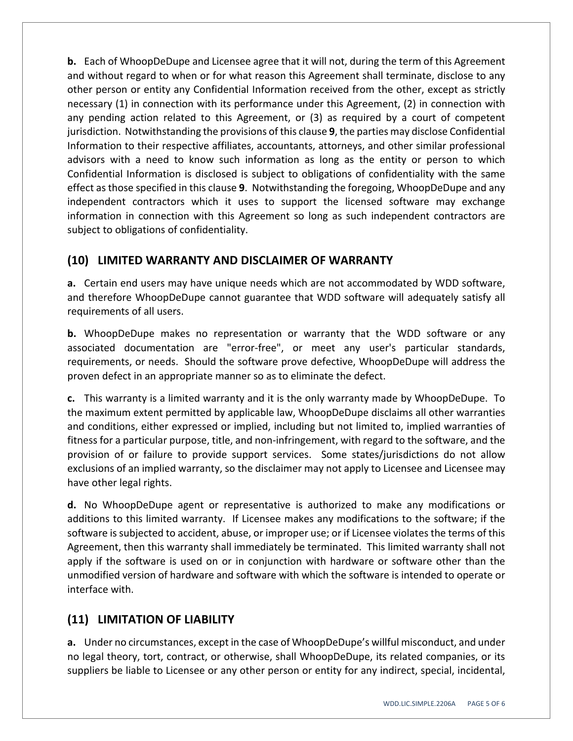**b.** Each of WhoopDeDupe and Licensee agree that it will not, during the term of this Agreement and without regard to when or for what reason this Agreement shall terminate, disclose to any other person or entity any Confidential Information received from the other, except as strictly necessary (1) in connection with its performance under this Agreement, (2) in connection with any pending action related to this Agreement, or (3) as required by a court of competent jurisdiction. Notwithstanding the provisions of this clause **9**, the parties may disclose Confidential Information to their respective affiliates, accountants, attorneys, and other similar professional advisors with a need to know such information as long as the entity or person to which Confidential Information is disclosed is subject to obligations of confidentiality with the same effect as those specified in this clause **9**. Notwithstanding the foregoing, WhoopDeDupe and any independent contractors which it uses to support the licensed software may exchange information in connection with this Agreement so long as such independent contractors are subject to obligations of confidentiality.

## (10) LIMITED WARRANTY AND DISCLAIMER OF WARRANTY

**a.** Certain end users may have unique needs which are not accommodated by WDD software, and therefore WhoopDeDupe cannot guarantee that WDD software will adequately satisfy all requirements of all users.

**b.** WhoopDeDupe makes no representation or warranty that the WDD software or any associated documentation are "error-free", or meet any user's particular standards, requirements, or needs. Should the software prove defective, WhoopDeDupe will address the proven defect in an appropriate manner so as to eliminate the defect.

**c.** This warranty is a limited warranty and it is the only warranty made by WhoopDeDupe. To the maximum extent permitted by applicable law, WhoopDeDupe disclaims all other warranties and conditions, either expressed or implied, including but not limited to, implied warranties of fitness for a particular purpose, title, and non-infringement, with regard to the software, and the provision of or failure to provide support services. Some states/jurisdictions do not allow exclusions of an implied warranty, so the disclaimer may not apply to Licensee and Licensee may have other legal rights.

**d.** No WhoopDeDupe agent or representative is authorized to make any modifications or additions to this limited warranty. If Licensee makes any modifications to the software; if the software is subjected to accident, abuse, or improper use; or if Licensee violates the terms of this Agreement, then this warranty shall immediately be terminated. This limited warranty shall not apply if the software is used on or in conjunction with hardware or software other than the unmodified version of hardware and software with which the software is intended to operate or interface with.

## (11) LIMITATION OF LIABILITY

**a.** Under no circumstances, except in the case of WhoopDeDupe's willful misconduct, and under no legal theory, tort, contract, or otherwise, shall WhoopDeDupe, its related companies, or its suppliers be liable to Licensee or any other person or entity for any indirect, special, incidental,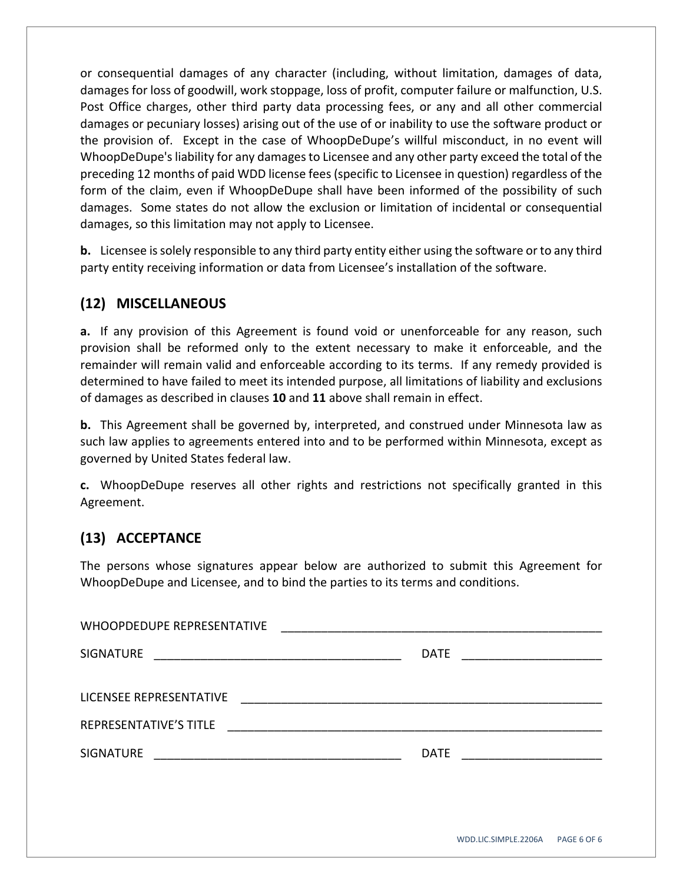or consequential damages of any character (including, without limitation, damages of data, damages for loss of goodwill, work stoppage, loss of profit, computer failure or malfunction, U.S. Post Office charges, other third party data processing fees, or any and all other commercial damages or pecuniary losses) arising out of the use of or inability to use the software product or the provision of. Except in the case of WhoopDeDupe's willful misconduct, in no event will WhoopDeDupe's liability for any damages to Licensee and any other party exceed the total of the preceding 12 months of paid WDD license fees (specific to Licensee in question) regardless of the form of the claim, even if WhoopDeDupe shall have been informed of the possibility of such damages. Some states do not allow the exclusion or limitation of incidental or consequential damages, so this limitation may not apply to Licensee.

**b.** Licensee is solely responsible to any third party entity either using the software or to any third party entity receiving information or data from Licensee's installation of the software.

## (12) MISCELLANEOUS

**a.** If any provision of this Agreement is found void or unenforceable for any reason, such provision shall be reformed only to the extent necessary to make it enforceable, and the remainder will remain valid and enforceable according to its terms. If any remedy provided is determined to have failed to meet its intended purpose, all limitations of liability and exclusions of damages as described in clauses **10** and **11** above shall remain in effect.

**b.** This Agreement shall be governed by, interpreted, and construed under Minnesota law as such law applies to agreements entered into and to be performed within Minnesota, except as governed by United States federal law.

**c.** WhoopDeDupe reserves all other rights and restrictions not specifically granted in this Agreement.

## (13) ACCEPTANCE

The persons whose signatures appear below are authorized to submit this Agreement for WhoopDeDupe and Licensee, and to bind the parties to its terms and conditions.

WHOOPDEDUPE REPRESENTATIVE ______________________________

SIGNATURE ______________________________ DATE ____________________

LICENSEE REPRESENTATIVE ______________________________

REPRESENTATIVE'S TITLE ______________________________

SIGNATURE ______________________________ DATE ____________________

WDD.LIC.SIMPLE.2206A